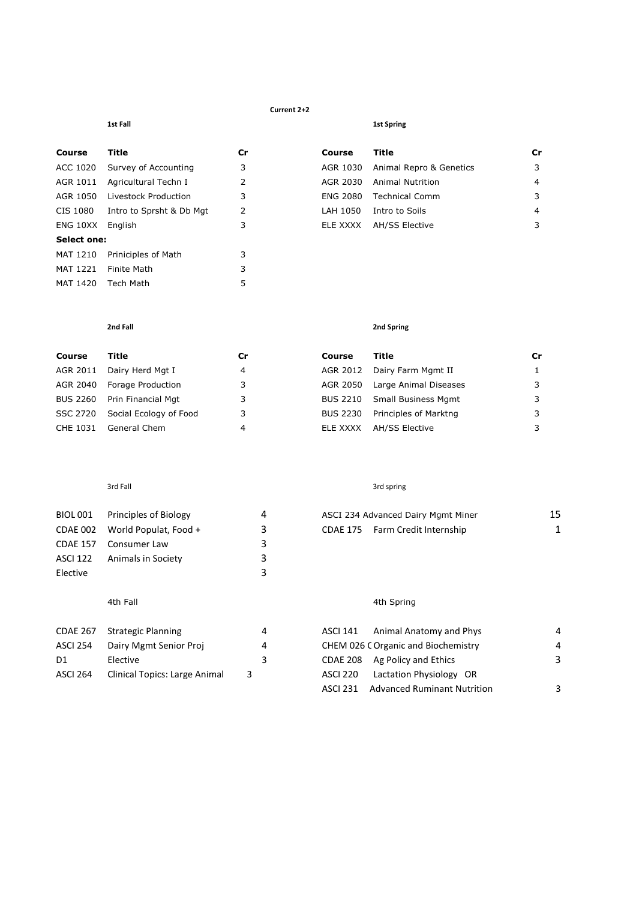# Current 2+2

## 1st Fall

| Course | Title | Cr |
|---|---|---|
| ACC 1020 | Survey of Accounting | 3 |
| AGR 1011 | Agricultural Techn I | 2 |
| AGR 1050 | Livestock Production | 3 |
| CIS 1080 | Intro to Sprsht & Db Mgt | 2 |
| ENG 10XX | English | 3 |
| **Select one:** | | |
| MAT 1210 | Priniciples of Math | 3 |
| MAT 1221 | Finite Math | 3 |
| MAT 1420 | Tech Math | 5 |

## 1st Spring

| Course | Title | Cr |
|---|---|---|
| AGR 1030 | Animal Repro & Genetics | 3 |
| AGR 2030 | Animal Nutrition | 4 |
| ENG 2080 | Technical Comm | 3 |
| LAH 1050 | Intro to Soils | 4 |
| ELE XXXX | AH/SS Elective | 3 |

## 2nd Fall

| Course | Title | Cr |
|---|---|---|
| AGR 2011 | Dairy Herd Mgt I | 4 |
| AGR 2040 | Forage Production | 3 |
| BUS 2260 | Prin Financial Mgt | 3 |
| SSC 2720 | Social Ecology of Food | 3 |
| CHE 1031 | General Chem | 4 |

## 2nd Spring

| Course | Title | Cr |
|---|---|---|
| AGR 2012 | Dairy Farm Mgmt II | 1 |
| AGR 2050 | Large Animal Diseases | 3 |
| BUS 2210 | Small Business Mgmt | 3 |
| BUS 2230 | Principles of Marktng | 3 |
| ELE XXXX | AH/SS Elective | 3 |

## 3rd Fall

| Course | Title | Cr |
|---|---|---|
| BIOL 001 | Principles of Biology | 4 |
| CDAE 002 | World Populat, Food + | 3 |
| CDAE 157 | Consumer Law | 3 |
| ASCI 122 | Animals in Society | 3 |
| Elective | | 3 |

## 3rd spring

| Course | Title | Cr |
|---|---|---|
| ASCI 234 | Advanced Dairy Mgmt Miner | 15 |
| CDAE 175 | Farm Credit Internship | 1 |

## 4th Fall

| Course | Title | Cr |
|---|---|---|
| CDAE 267 | Strategic Planning | 4 |
| ASCI 254 | Dairy Mgmt Senior Proj | 4 |
| D1 | Elective | 3 |
| ASCI 264 | Clinical Topics: Large Animal | 3 |

## 4th Spring

| Course | Title | Cr |
|---|---|---|
| ASCI 141 | Animal Anatomy and Phys | 4 |
| CHEM 026 | C Organic and Biochemistry | 4 |
| CDAE 208 | Ag Policy and Ethics | 3 |
| ASCI 220 | Lactation Physiology OR | |
| ASCI 231 | Advanced Ruminant Nutrition | 3 |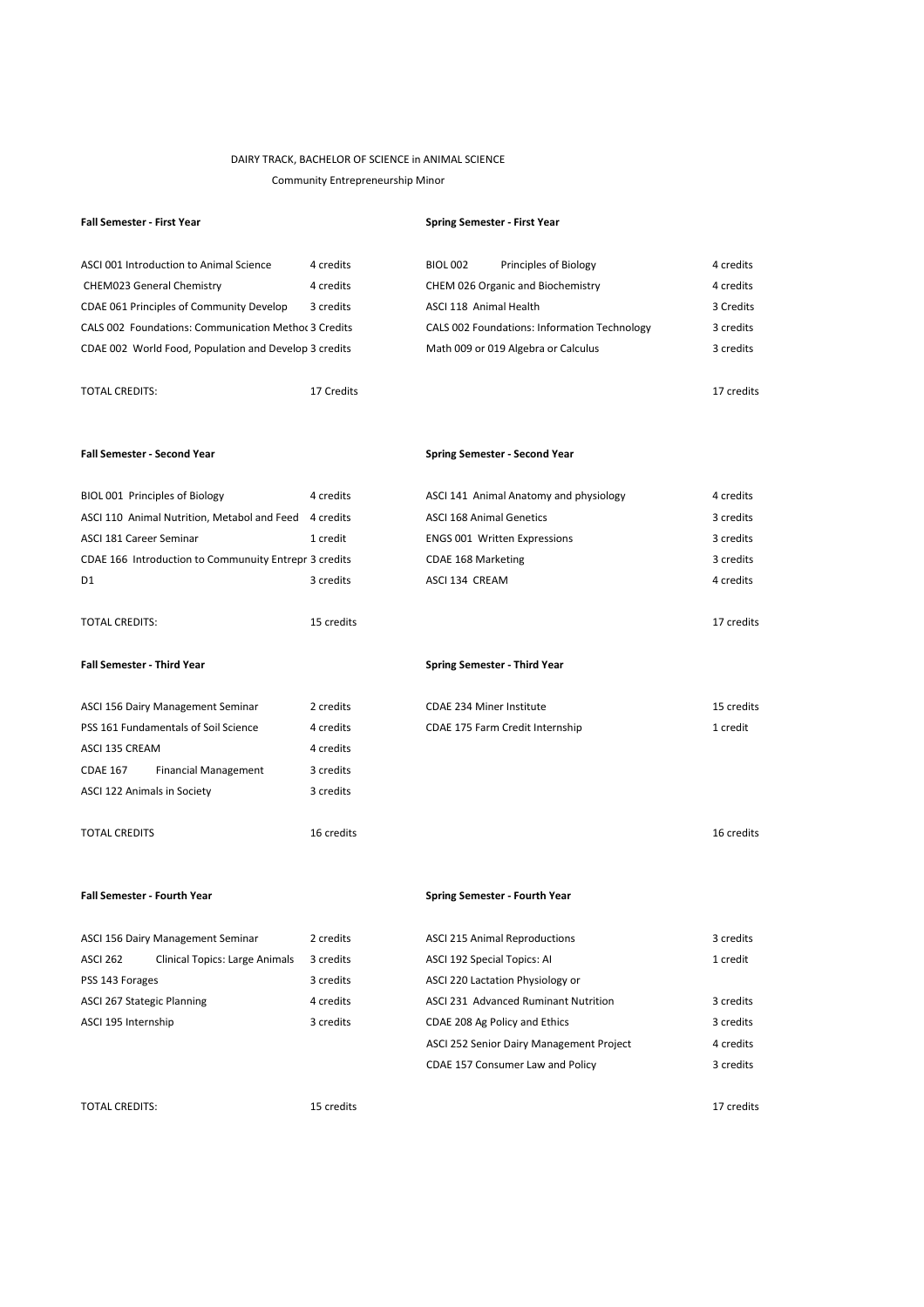DAIRY TRACK, BACHELOR OF SCIENCE in ANIMAL SCIENCE

Community Entrepreneurship Minor

| **Fall Semester - First Year** | | **Spring Semester - First Year** | |
|---|---|---|---|
| ASCI 001 Introduction to Animal Science | 4 credits | BIOL 002 Principles of Biology | 4 credits |
| CHEM023 General Chemistry | 4 credits | CHEM 026 Organic and Biochemistry | 4 credits |
| CDAE 061 Principles of Community Develop | 3 credits | ASCI 118 Animal Health | 3 Credits |
| CALS 002 Foundations: Communication Methoc | 3 Credits | CALS 002 Foundations: Information Technology | 3 credits |
| CDAE 002 World Food, Population and Develop | 3 credits | Math 009 or 019 Algebra or Calculus | 3 credits |
| TOTAL CREDITS: | 17 Credits | | 17 credits |

| **Fall Semester - Second Year** | | **Spring Semester - Second Year** | |
|---|---|---|---|
| BIOL 001 Principles of Biology | 4 credits | ASCI 141 Animal Anatomy and physiology | 4 credits |
| ASCI 110 Animal Nutrition, Metabol and Feed | 4 credits | ASCI 168 Animal Genetics | 3 credits |
| ASCI 181 Career Seminar | 1 credit | ENGS 001 Written Expressions | 3 credits |
| CDAE 166 Introduction to Commuity Entrepr | 3 credits | CDAE 168 Marketing | 3 credits |
| D1 | 3 credits | ASCI 134 CREAM | 4 credits |
| TOTAL CREDITS: | 15 credits | | 17 credits |

| **Fall Semester - Third Year** | | **Spring Semester - Third Year** | |
|---|---|---|---|
| ASCI 156 Dairy Management Seminar | 2 credits | CDAE 234 Miner Institute | 15 credits |
| PSS 161 Fundamentals of Soil Science | 4 credits | CDAE 175 Farm Credit Internship | 1 credit |
| ASCI 135 CREAM | 4 credits | | |
| CDAE 167 Financial Management | 3 credits | | |
| ASCI 122 Animals in Society | 3 credits | | |
| TOTAL CREDITS | 16 credits | | 16 credits |

| **Fall Semester - Fourth Year** | | **Spring Semester - Fourth Year** | |
|---|---|---|---|
| ASCI 156 Dairy Management Seminar | 2 credits | ASCI 215 Animal Reproductions | 3 credits |
| ASCI 262 Clinical Topics: Large Animals | 3 credits | ASCI 192 Special Topics: AI | 1 credit |
| PSS 143 Forages | 3 credits | ASCI 220 Lactation Physiology or | |
| ASCI 267 Stategic Planning | 4 credits | ASCI 231 Advanced Ruminant Nutrition | 3 credits |
| ASCI 195 Internship | 3 credits | CDAE 208 Ag Policy and Ethics | 3 credits |
| | | ASCI 252 Senior Dairy Management Project | 4 credits |
| | | CDAE 157 Consumer Law and Policy | 3 credits |
| TOTAL CREDITS: | 15 credits | | 17 credits |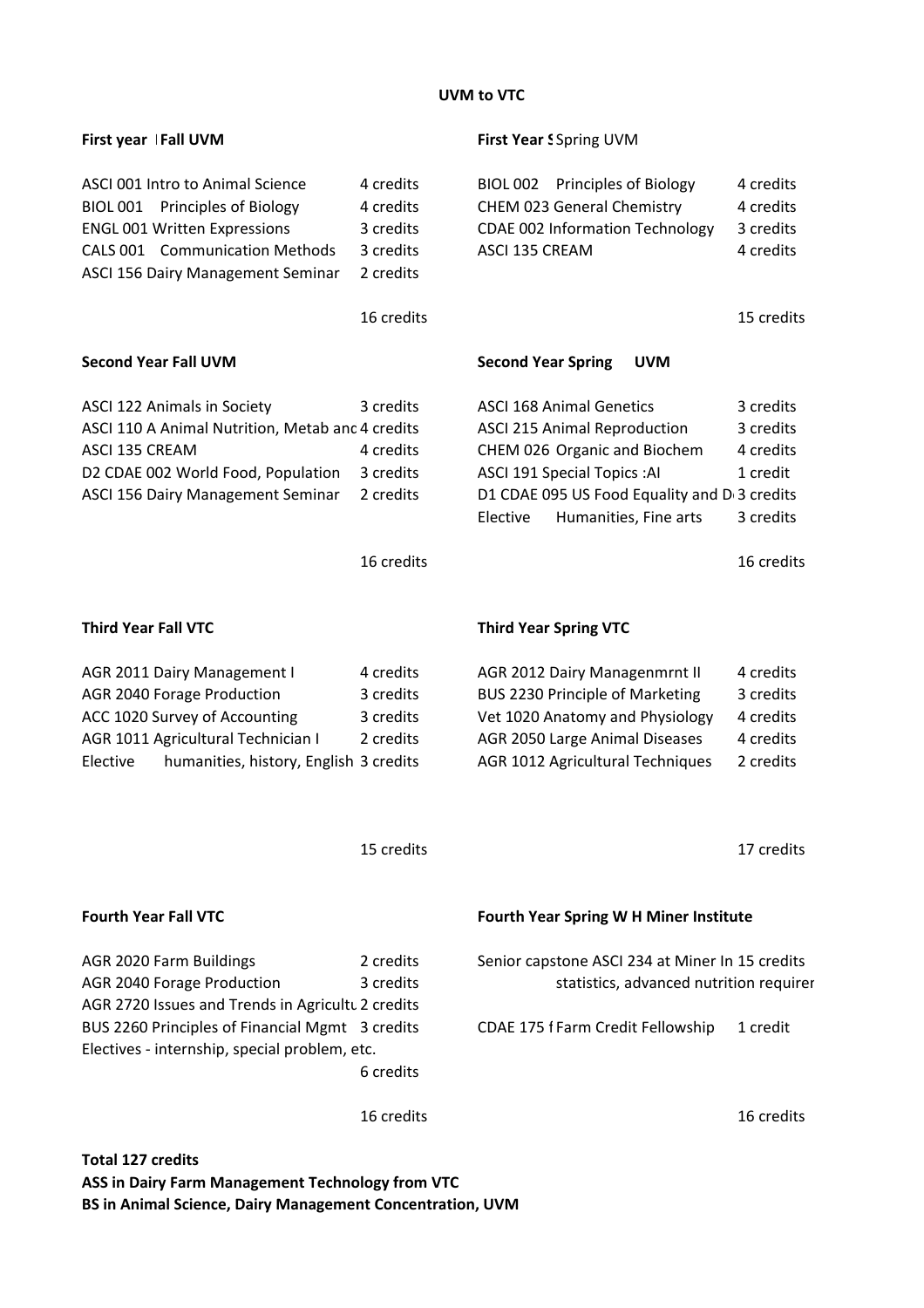**UVM to VTC**

**First year Fall UVM**

| Course | Credits |
|---|---|
| ASCI 001 Intro to Animal Science | 4 credits |
| BIOL 001 Principles of Biology | 4 credits |
| ENGL 001 Written Expressions | 3 credits |
| CALS 001 Communication Methods | 3 credits |
| ASCI 156 Dairy Management Seminar | 2 credits |
| | 16 credits |

**First Year Spring UVM**

| Course | Credits |
|---|---|
| BIOL 002 Principles of Biology | 4 credits |
| CHEM 023 General Chemistry | 4 credits |
| CDAE 002 Information Technology | 3 credits |
| ASCI 135 CREAM | 4 credits |
| | 15 credits |

**Second Year Fall UVM**

| Course | Credits |
|---|---|
| ASCI 122 Animals in Society | 3 credits |
| ASCI 110 A Animal Nutrition, Metab anc | 4 credits |
| ASCI 135 CREAM | 4 credits |
| D2 CDAE 002 World Food, Population | 3 credits |
| ASCI 156 Dairy Management Seminar | 2 credits |
| | 16 credits |

**Second Year Spring UVM**

| Course | Credits |
|---|---|
| ASCI 168 Animal Genetics | 3 credits |
| ASCI 215 Animal Reproduction | 3 credits |
| CHEM 026 Organic and Biochem | 4 credits |
| ASCI 191 Special Topics :AI | 1 credit |
| D1 CDAE 095 US Food Equality and D | 3 credits |
| Elective Humanities, Fine arts | 3 credits |
| | 16 credits |

**Third Year Fall VTC**

| Course | Credits |
|---|---|
| AGR 2011 Dairy Management I | 4 credits |
| AGR 2040 Forage Production | 3 credits |
| ACC 1020 Survey of Accounting | 3 credits |
| AGR 1011 Agricultural Technician I | 2 credits |
| Elective humanities, history, English | 3 credits |
| | 15 credits |

**Third Year Spring VTC**

| Course | Credits |
|---|---|
| AGR 2012 Dairy Managenmrnt II | 4 credits |
| BUS 2230 Principle of Marketing | 3 credits |
| Vet 1020 Anatomy and Physiology | 4 credits |
| AGR 2050 Large Animal Diseases | 4 credits |
| AGR 1012 Agricultural Techniques | 2 credits |
| | 17 credits |

**Fourth Year Fall VTC**

| Course | Credits |
|---|---|
| AGR 2020 Farm Buildings | 2 credits |
| AGR 2040 Forage Production | 3 credits |
| AGR 2720 Issues and Trends in Agricultu | 2 credits |
| BUS 2260 Principles of Financial Mgmt | 3 credits |
| Electives - internship, special problem, etc. | 6 credits |
| | 16 credits |

**Fourth Year Spring W H Miner Institute**

| Course | Credits |
|---|---|
| Senior capstone ASCI 234 at Miner In statistics, advanced nutrition requirer | 15 credits |
| CDAE 175 f Farm Credit Fellowship | 1 credit |
| | 16 credits |

**Total 127 credits**
**ASS in Dairy Farm Management Technology from VTC**
**BS in Animal Science, Dairy Management Concentration, UVM**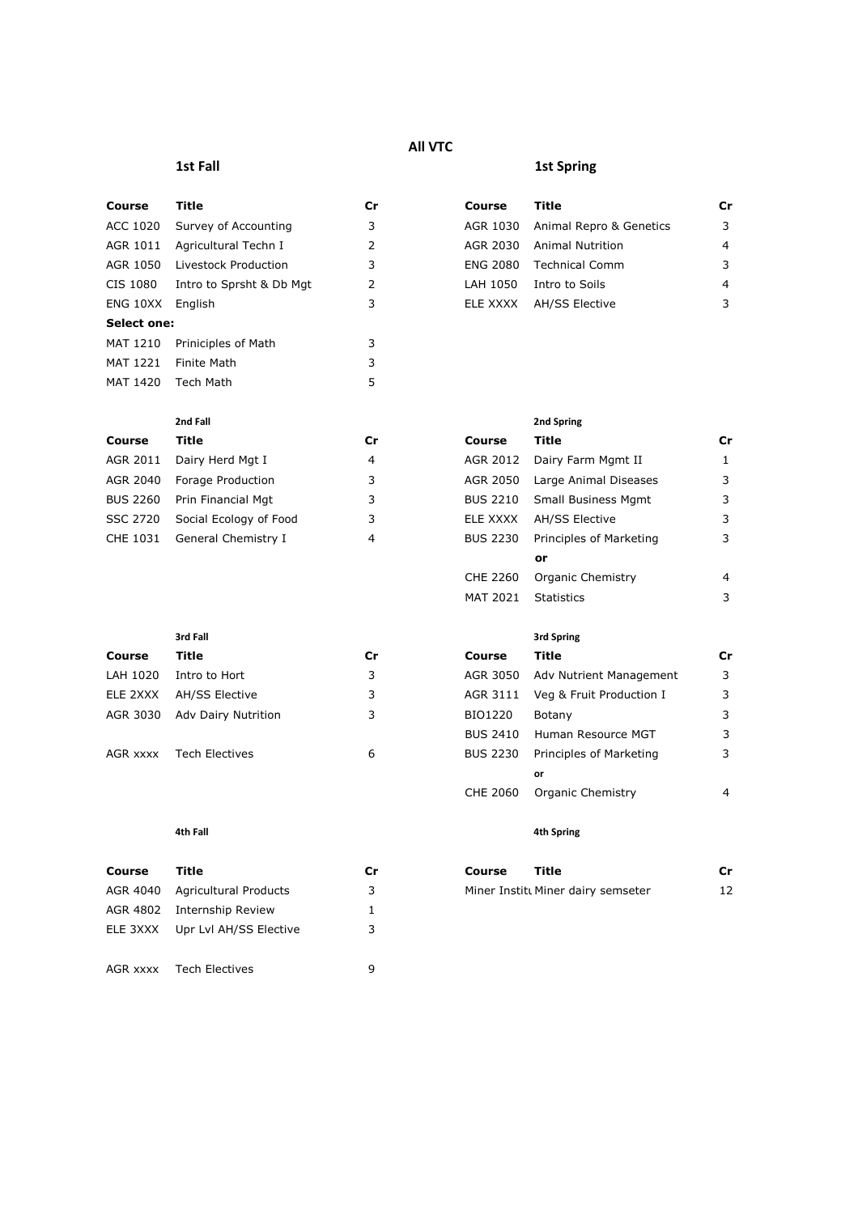# All VTC

## 1st Fall

| Course | Title | Cr |
|---|---|---|
| ACC 1020 | Survey of Accounting | 3 |
| AGR 1011 | Agricultural Techn I | 2 |
| AGR 1050 | Livestock Production | 3 |
| CIS 1080 | Intro to Sprsht & Db Mgt | 2 |
| ENG 10XX | English | 3 |
| **Select one:** | | |
| MAT 1210 | Priniciples of Math | 3 |
| MAT 1221 | Finite Math | 3 |
| MAT 1420 | Tech Math | 5 |

## 1st Spring

| Course | Title | Cr |
|---|---|---|
| AGR 1030 | Animal Repro & Genetics | 3 |
| AGR 2030 | Animal Nutrition | 4 |
| ENG 2080 | Technical Comm | 3 |
| LAH 1050 | Intro to Soils | 4 |
| ELE XXXX | AH/SS Elective | 3 |

## 2nd Fall

| Course | Title | Cr |
|---|---|---|
| AGR 2011 | Dairy Herd Mgt I | 4 |
| AGR 2040 | Forage Production | 3 |
| BUS 2260 | Prin Financial Mgt | 3 |
| SSC 2720 | Social Ecology of Food | 3 |
| CHE 1031 | General Chemistry I | 4 |

## 2nd Spring

| Course | Title | Cr |
|---|---|---|
| AGR 2012 | Dairy Farm Mgmt II | 1 |
| AGR 2050 | Large Animal Diseases | 3 |
| BUS 2210 | Small Business Mgmt | 3 |
| ELE XXXX | AH/SS Elective | 3 |
| BUS 2230 | Principles of Marketing | 3 |
| | **or** | |
| CHE 2260 | Organic Chemistry | 4 |
| MAT 2021 | Statistics | 3 |

## 3rd Fall

| Course | Title | Cr |
|---|---|---|
| LAH 1020 | Intro to Hort | 3 |
| ELE 2XXX | AH/SS Elective | 3 |
| AGR 3030 | Adv Dairy Nutrition | 3 |
| AGR xxxx | Tech Electives | 6 |

## 3rd Spring

| Course | Title | Cr |
|---|---|---|
| AGR 3050 | Adv Nutrient Management | 3 |
| AGR 3111 | Veg & Fruit Production I | 3 |
| BIO1220 | Botany | 3 |
| BUS 2410 | Human Resource MGT | 3 |
| BUS 2230 | Principles of Marketing | 3 |
| | **or** | |
| CHE 2060 | Organic Chemistry | 4 |

## 4th Fall

| Course | Title | Cr |
|---|---|---|
| AGR 4040 | Agricultural Products | 3 |
| AGR 4802 | Internship Review | 1 |
| ELE 3XXX | Upr Lvl AH/SS Elective | 3 |
| AGR xxxx | Tech Electives | 9 |

## 4th Spring

| Course | Title | Cr |
|---|---|---|
| Miner Institu | Miner dairy semseter | 12 |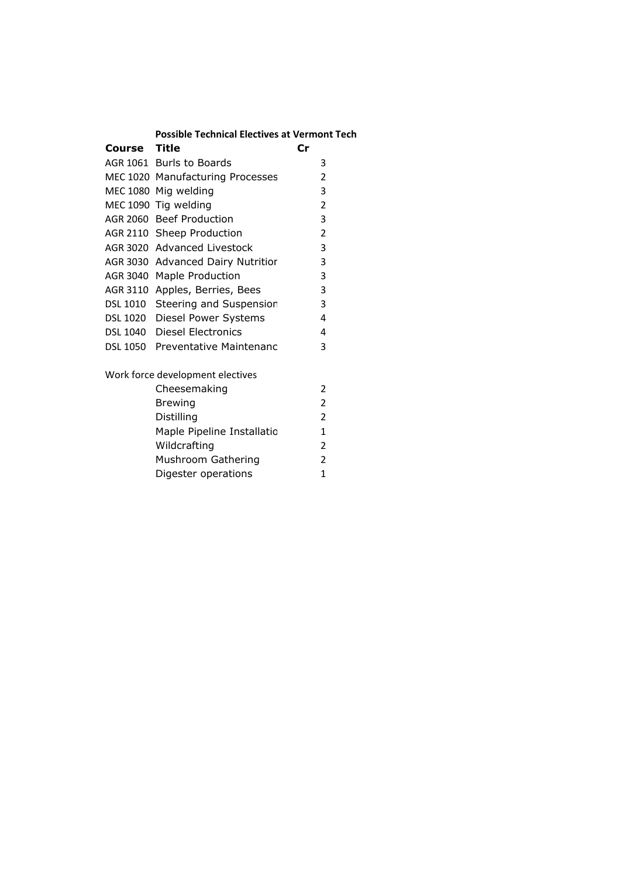**Possible Technical Electives at Vermont Tech**

| Course | Title | Cr |
|---|---|---|
| AGR 1061 | Burls to Boards | 3 |
| MEC 1020 | Manufacturing Processes | 2 |
| MEC 1080 | Mig welding | 3 |
| MEC 1090 | Tig welding | 2 |
| AGR 2060 | Beef Production | 3 |
| AGR 2110 | Sheep Production | 2 |
| AGR 3020 | Advanced Livestock | 3 |
| AGR 3030 | Advanced Dairy Nutritior | 3 |
| AGR 3040 | Maple Production | 3 |
| AGR 3110 | Apples, Berries, Bees | 3 |
| DSL 1010 | Steering and Suspension | 3 |
| DSL 1020 | Diesel Power Systems | 4 |
| DSL 1040 | Diesel Electronics | 4 |
| DSL 1050 | Preventative Maintenanc | 3 |
| Work force development electives | | |
| | Cheesemaking | 2 |
| | Brewing | 2 |
| | Distilling | 2 |
| | Maple Pipeline Installatio | 1 |
| | Wildcrafting | 2 |
| | Mushroom Gathering | 2 |
| | Digester operations | 1 |